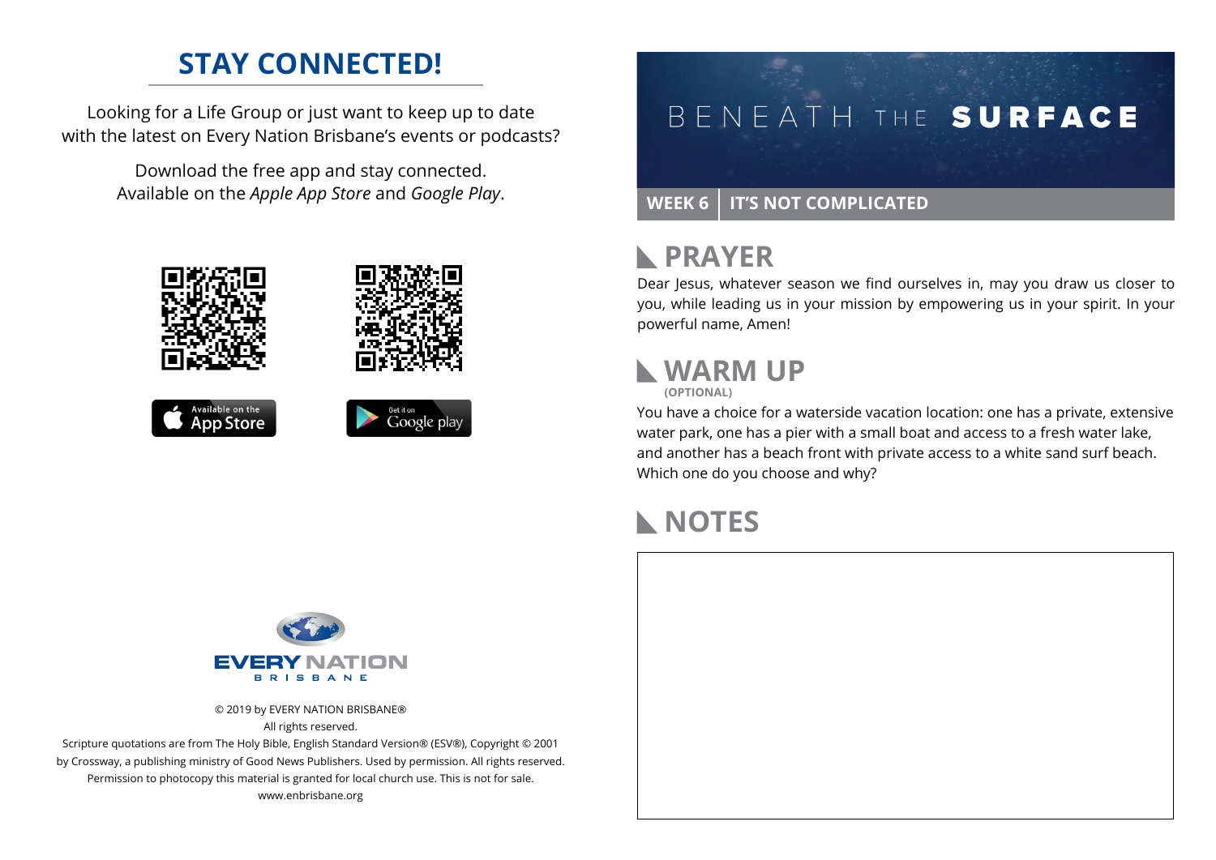## STAY CONNECTED!

Looking for a Life Group or just want to keep up to date with the latest on Every Nation Brisbane's events or podcasts?

Download the free app and stay connected. Available on the *Apple App Store* and *Google Play*.

Available on the App Store

Get it on Google play

EVERY NATION BRISBANE

© 2019 by EVERY NATION BRISBANE®
All rights reserved.
Scripture quotations are from The Holy Bible, English Standard Version® (ESV®), Copyright © 2001 by Crossway, a publishing ministry of Good News Publishers. Used by permission. All rights reserved.
Permission to photocopy this material is granted for local church use. This is not for sale.
www.enbrisbane.org

# BENEATH THE SURFACE

**WEEK 6 | IT'S NOT COMPLICATED**

## PRAYER

Dear Jesus, whatever season we find ourselves in, may you draw us closer to you, while leading us in your mission by empowering us in your spirit. In your powerful name, Amen!

## WARM UP

**(OPTIONAL)**

You have a choice for a waterside vacation location: one has a private, extensive water park, one has a pier with a small boat and access to a fresh water lake, and another has a beach front with private access to a white sand surf beach. Which one do you choose and why?

## NOTES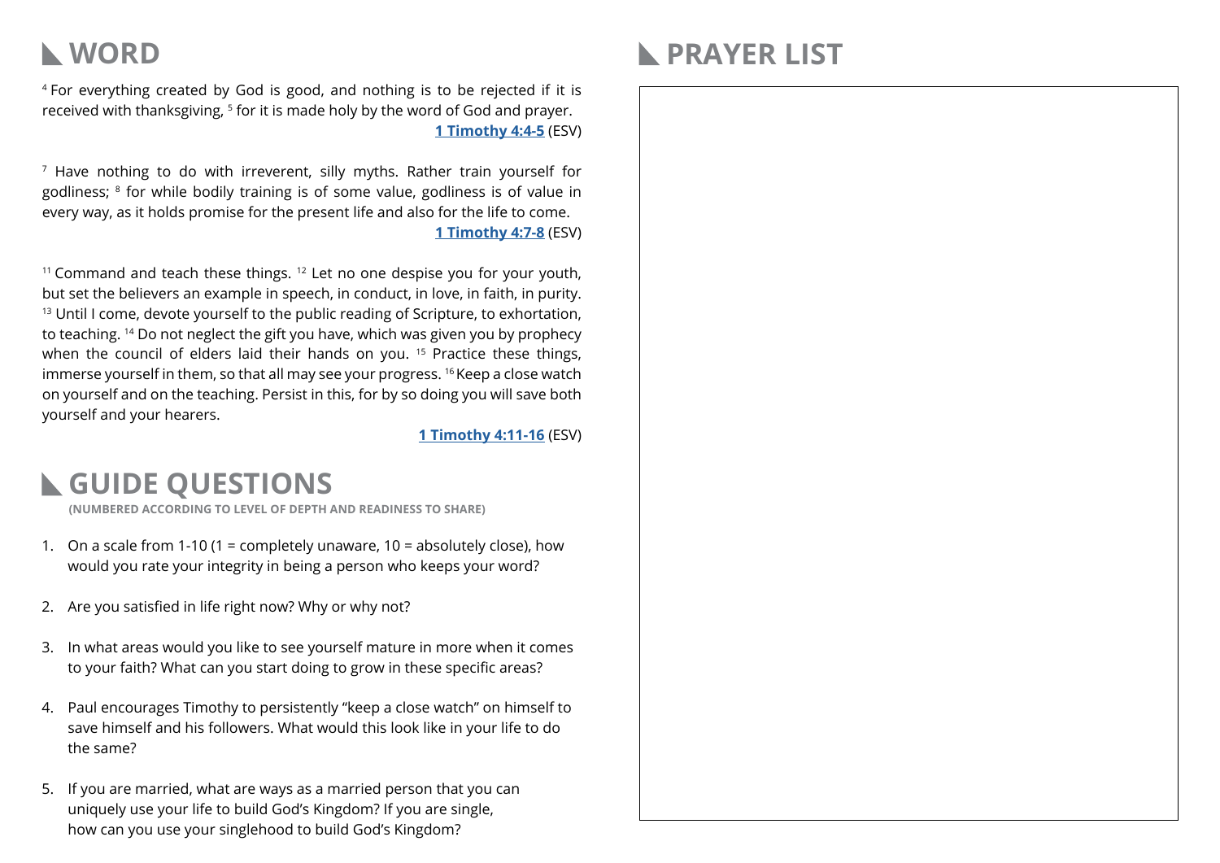## WORD

[4] For everything created by God is good, and nothing is to be rejected if it is received with thanksgiving, [5] for it is made holy by the word of God and prayer.
**1 Timothy 4:4-5** (ESV)

[7] Have nothing to do with irreverent, silly myths. Rather train yourself for godliness; [8] for while bodily training is of some value, godliness is of value in every way, as it holds promise for the present life and also for the life to come.
**1 Timothy 4:7-8** (ESV)

[11] Command and teach these things. [12] Let no one despise you for your youth, but set the believers an example in speech, in conduct, in love, in faith, in purity. [13] Until I come, devote yourself to the public reading of Scripture, to exhortation, to teaching. [14] Do not neglect the gift you have, which was given you by prophecy when the council of elders laid their hands on you. [15] Practice these things, immerse yourself in them, so that all may see your progress. [16] Keep a close watch on yourself and on the teaching. Persist in this, for by so doing you will save both yourself and your hearers.
**1 Timothy 4:11-16** (ESV)

## GUIDE QUESTIONS

**(NUMBERED ACCORDING TO LEVEL OF DEPTH AND READINESS TO SHARE)**

1. On a scale from 1-10 (1 = completely unaware, 10 = absolutely close), how would you rate your integrity in being a person who keeps your word?
2. Are you satisfied in life right now? Why or why not?
3. In what areas would you like to see yourself mature in more when it comes to your faith? What can you start doing to grow in these specific areas?
4. Paul encourages Timothy to persistently "keep a close watch" on himself to save himself and his followers. What would this look like in your life to do the same?
5. If you are married, what are ways as a married person that you can uniquely use your life to build God's Kingdom? If you are single, how can you use your singlehood to build God's Kingdom?

## PRAYER LIST